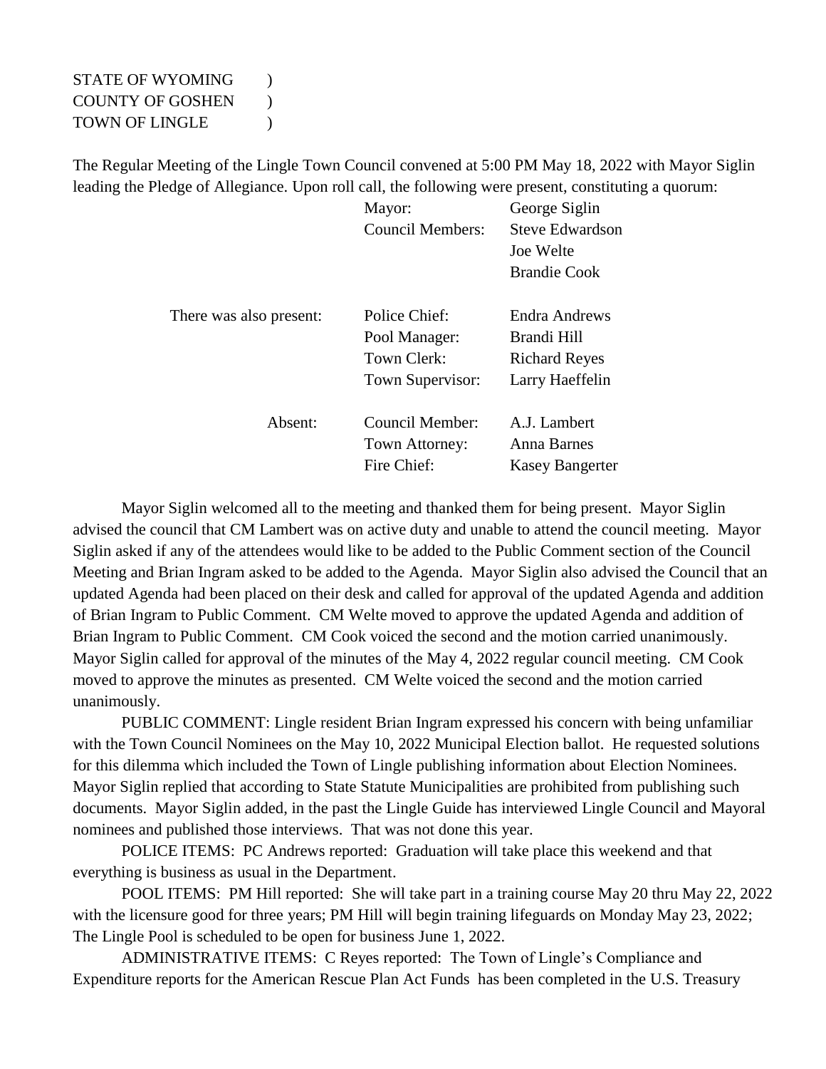STATE OF WYOMING )
COUNTY OF GOSHEN )
TOWN OF LINGLE )

The Regular Meeting of the Lingle Town Council convened at 5:00 PM May 18, 2022 with Mayor Siglin leading the Pledge of Allegiance. Upon roll call, the following were present, constituting a quorum:

| | | |
|---|---|---|
| | Mayor: | George Siglin |
| | Council Members: | Steve Edwardson |
| | | Joe Welte |
| | | Brandie Cook |
| There was also present: | Police Chief: | Endra Andrews |
| | Pool Manager: | Brandi Hill |
| | Town Clerk: | Richard Reyes |
| | Town Supervisor: | Larry Haeffelin |
| Absent: | Council Member: | A.J. Lambert |
| | Town Attorney: | Anna Barnes |
| | Fire Chief: | Kasey Bangerter |

Mayor Siglin welcomed all to the meeting and thanked them for being present. Mayor Siglin advised the council that CM Lambert was on active duty and unable to attend the council meeting. Mayor Siglin asked if any of the attendees would like to be added to the Public Comment section of the Council Meeting and Brian Ingram asked to be added to the Agenda. Mayor Siglin also advised the Council that an updated Agenda had been placed on their desk and called for approval of the updated Agenda and addition of Brian Ingram to Public Comment. CM Welte moved to approve the updated Agenda and addition of Brian Ingram to Public Comment. CM Cook voiced the second and the motion carried unanimously. Mayor Siglin called for approval of the minutes of the May 4, 2022 regular council meeting. CM Cook moved to approve the minutes as presented. CM Welte voiced the second and the motion carried unanimously.

PUBLIC COMMENT: Lingle resident Brian Ingram expressed his concern with being unfamiliar with the Town Council Nominees on the May 10, 2022 Municipal Election ballot. He requested solutions for this dilemma which included the Town of Lingle publishing information about Election Nominees. Mayor Siglin replied that according to State Statute Municipalities are prohibited from publishing such documents. Mayor Siglin added, in the past the Lingle Guide has interviewed Lingle Council and Mayoral nominees and published those interviews. That was not done this year.

POLICE ITEMS: PC Andrews reported: Graduation will take place this weekend and that everything is business as usual in the Department.

POOL ITEMS: PM Hill reported: She will take part in a training course May 20 thru May 22, 2022 with the licensure good for three years; PM Hill will begin training lifeguards on Monday May 23, 2022; The Lingle Pool is scheduled to be open for business June 1, 2022.

ADMINISTRATIVE ITEMS: C Reyes reported: The Town of Lingle's Compliance and Expenditure reports for the American Rescue Plan Act Funds has been completed in the U.S. Treasury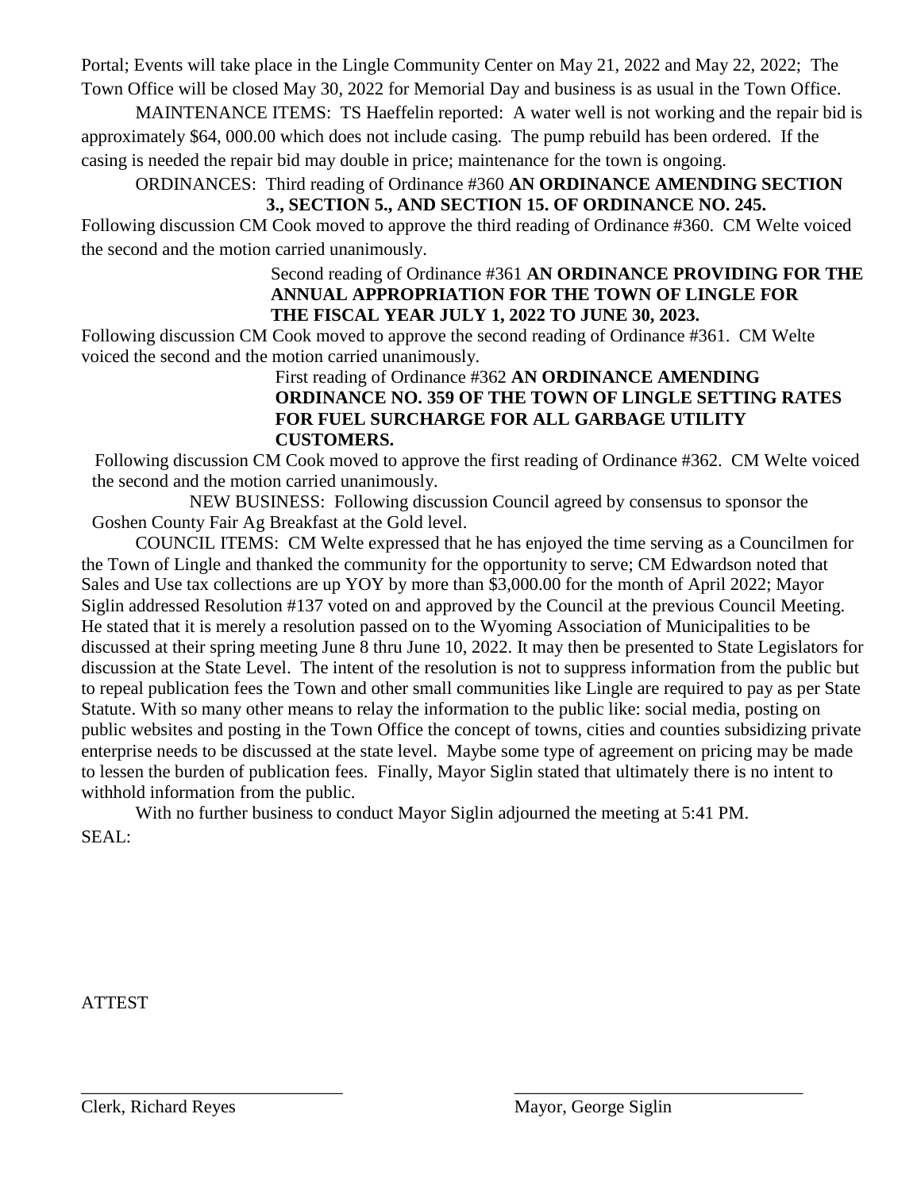Portal; Events will take place in the Lingle Community Center on May 21, 2022 and May 22, 2022; The Town Office will be closed May 30, 2022 for Memorial Day and business is as usual in the Town Office.

MAINTENANCE ITEMS: TS Haeffelin reported: A water well is not working and the repair bid is approximately $64, 000.00 which does not include casing. The pump rebuild has been ordered. If the casing is needed the repair bid may double in price; maintenance for the town is ongoing.

ORDINANCES: Third reading of Ordinance #360 **AN ORDINANCE AMENDING SECTION 3., SECTION 5., AND SECTION 15. OF ORDINANCE NO. 245.**

Following discussion CM Cook moved to approve the third reading of Ordinance #360. CM Welte voiced the second and the motion carried unanimously.

Second reading of Ordinance #361 **AN ORDINANCE PROVIDING FOR THE ANNUAL APPROPRIATION FOR THE TOWN OF LINGLE FOR THE FISCAL YEAR JULY 1, 2022 TO JUNE 30, 2023.**

Following discussion CM Cook moved to approve the second reading of Ordinance #361. CM Welte voiced the second and the motion carried unanimously.

First reading of Ordinance #362 **AN ORDINANCE AMENDING ORDINANCE NO. 359 OF THE TOWN OF LINGLE SETTING RATES FOR FUEL SURCHARGE FOR ALL GARBAGE UTILITY CUSTOMERS.**

Following discussion CM Cook moved to approve the first reading of Ordinance #362. CM Welte voiced the second and the motion carried unanimously.

NEW BUSINESS: Following discussion Council agreed by consensus to sponsor the Goshen County Fair Ag Breakfast at the Gold level.

COUNCIL ITEMS: CM Welte expressed that he has enjoyed the time serving as a Councilmen for the Town of Lingle and thanked the community for the opportunity to serve; CM Edwardson noted that Sales and Use tax collections are up YOY by more than $3,000.00 for the month of April 2022; Mayor Siglin addressed Resolution #137 voted on and approved by the Council at the previous Council Meeting. He stated that it is merely a resolution passed on to the Wyoming Association of Municipalities to be discussed at their spring meeting June 8 thru June 10, 2022. It may then be presented to State Legislators for discussion at the State Level. The intent of the resolution is not to suppress information from the public but to repeal publication fees the Town and other small communities like Lingle are required to pay as per State Statute. With so many other means to relay the information to the public like: social media, posting on public websites and posting in the Town Office the concept of towns, cities and counties subsidizing private enterprise needs to be discussed at the state level. Maybe some type of agreement on pricing may be made to lessen the burden of publication fees. Finally, Mayor Siglin stated that ultimately there is no intent to withhold information from the public.

With no further business to conduct Mayor Siglin adjourned the meeting at 5:41 PM.

SEAL:

ATTEST

\_\_\_\_\_\_\_\_\_\_\_\_\_\_\_\_\_\_\_\_\_\_\_\_\_\_\_\_\_\_ \_\_\_\_\_\_\_\_\_\_\_\_\_\_\_\_\_\_\_\_\_\_\_\_\_\_\_\_\_\_\_\_

Clerk, Richard Reyes Mayor, George Siglin